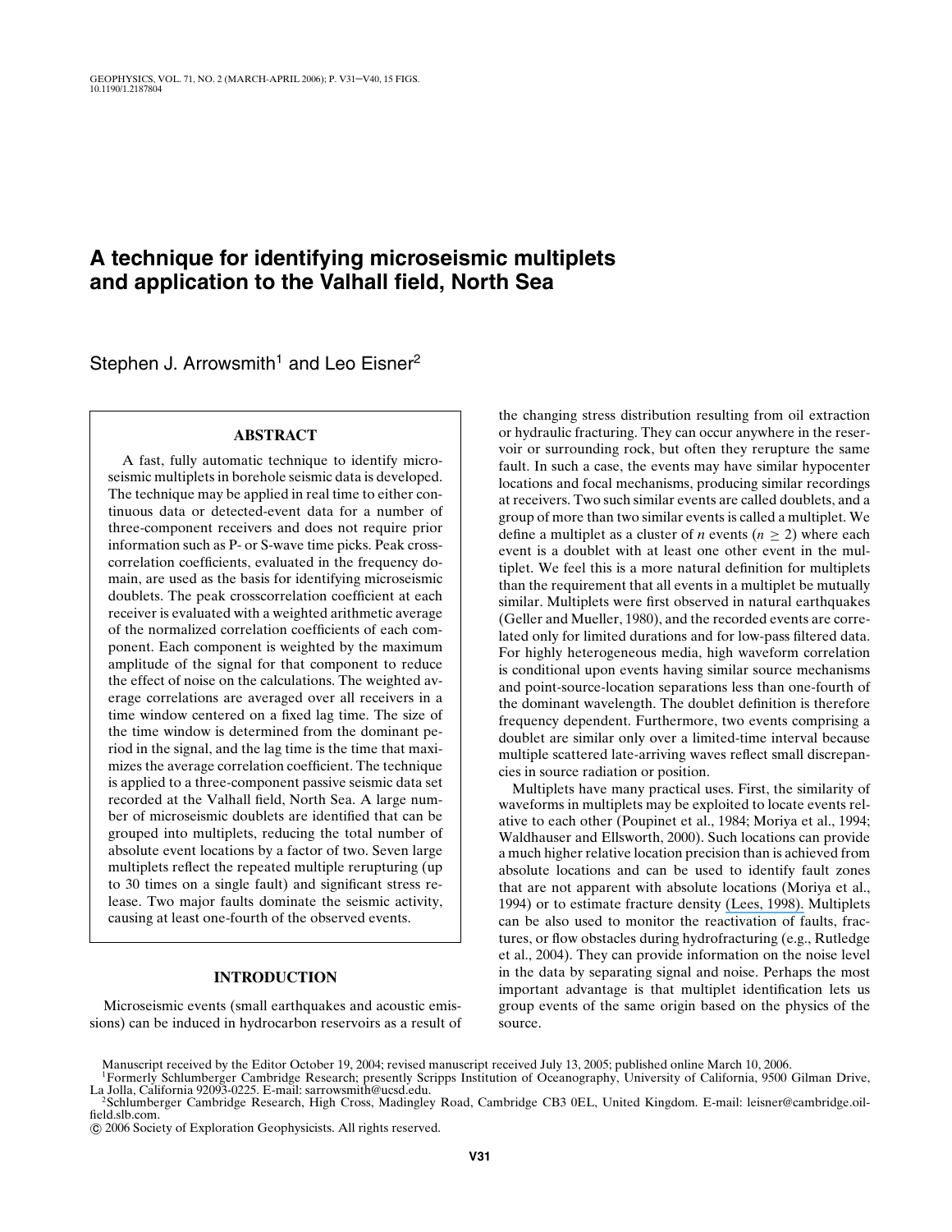# A technique for identifying microseismic multiplets and application to the Valhall field, North Sea

Stephen J. Arrowsmith[1] and Leo Eisner[2]

## ABSTRACT

A fast, fully automatic technique to identify microseismic multiplets in borehole seismic data is developed. The technique may be applied in real time to either continuous data or detected-event data for a number of three-component receivers and does not require prior information such as P- or S-wave time picks. Peak crosscorrelation coefficients, evaluated in the frequency domain, are used as the basis for identifying microseismic doublets. The peak crosscorrelation coefficient at each receiver is evaluated with a weighted arithmetic average of the normalized correlation coefficients of each component. Each component is weighted by the maximum amplitude of the signal for that component to reduce the effect of noise on the calculations. The weighted average correlations are averaged over all receivers in a time window centered on a fixed lag time. The size of the time window is determined from the dominant period in the signal, and the lag time is the time that maximizes the average correlation coefficient. The technique is applied to a three-component passive seismic data set recorded at the Valhall field, North Sea. A large number of microseismic doublets are identified that can be grouped into multiplets, reducing the total number of absolute event locations by a factor of two. Seven large multiplets reflect the repeated multiple rerupturing (up to 30 times on a single fault) and significant stress release. Two major faults dominate the seismic activity, causing at least one-fourth of the observed events.

## INTRODUCTION

Microseismic events (small earthquakes and acoustic emissions) can be induced in hydrocarbon reservoirs as a result of the changing stress distribution resulting from oil extraction or hydraulic fracturing. They can occur anywhere in the reservoir or surrounding rock, but often they rerupture the same fault. In such a case, the events may have similar hypocenter locations and focal mechanisms, producing similar recordings at receivers. Two such similar events are called doublets, and a group of more than two similar events is called a multiplet. We define a multiplet as a cluster of $n$ events ($n \geq 2$) where each event is a doublet with at least one other event in the multiplet. We feel this is a more natural definition for multiplets than the requirement that all events in a multiplet be mutually similar. Multiplets were first observed in natural earthquakes (Geller and Mueller, 1980), and the recorded events are correlated only for limited durations and for low-pass filtered data. For highly heterogeneous media, high waveform correlation is conditional upon events having similar source mechanisms and point-source-location separations less than one-fourth of the dominant wavelength. The doublet definition is therefore frequency dependent. Furthermore, two events comprising a doublet are similar only over a limited-time interval because multiple scattered late-arriving waves reflect small discrepancies in source radiation or position.

Multiplets have many practical uses. First, the similarity of waveforms in multiplets may be exploited to locate events relative to each other (Poupinet et al., 1984; Moriya et al., 1994; Waldhauser and Ellsworth, 2000). Such locations can provide a much higher relative location precision than is achieved from absolute locations and can be used to identify fault zones that are not apparent with absolute locations (Moriya et al., 1994) or to estimate fracture density (Lees, 1998). Multiplets can be also used to monitor the reactivation of faults, fractures, or flow obstacles during hydrofracturing (e.g., Rutledge et al., 2004). They can provide information on the noise level in the data by separating signal and noise. Perhaps the most important advantage is that multiplet identification lets us group events of the same origin based on the physics of the source.

Manuscript received by the Editor October 19, 2004; revised manuscript received July 13, 2005; published online March 10, 2006.

[1]Formerly Schlumberger Cambridge Research; presently Scripps Institution of Oceanography, University of California, 9500 Gilman Drive, La Jolla, California 92093-0225. E-mail: sarrowsmith@ucsd.edu.

[2]Schlumberger Cambridge Research, High Cross, Madingley Road, Cambridge CB3 0EL, United Kingdom. E-mail: leisner@cambridge.oilfield.slb.com.

© 2006 Society of Exploration Geophysicists. All rights reserved.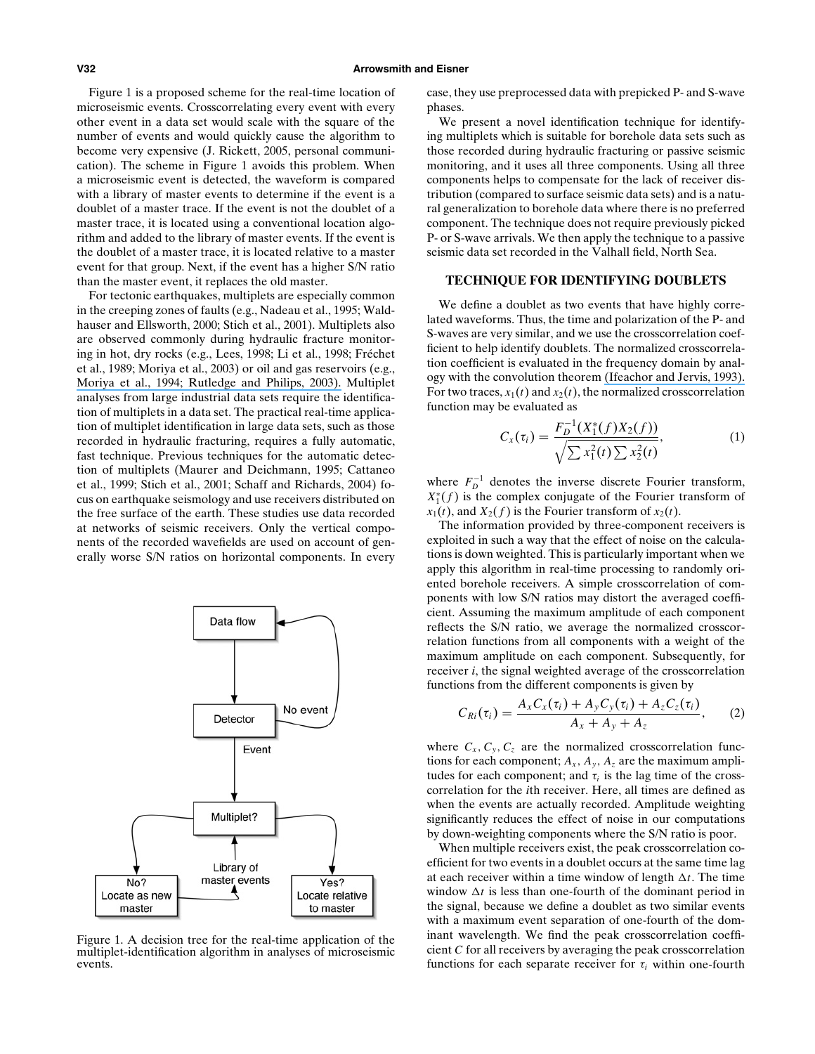Figure 1 is a proposed scheme for the real-time location of microseismic events. Crosscorrelating every event with every other event in a data set would scale with the square of the number of events and would quickly cause the algorithm to become very expensive (J. Rickett, 2005, personal communication). The scheme in Figure 1 avoids this problem. When a microseismic event is detected, the waveform is compared with a library of master events to determine if the event is a doublet of a master trace. If the event is not the doublet of a master trace, it is located using a conventional location algorithm and added to the library of master events. If the event is the doublet of a master trace, it is located relative to a master event for that group. Next, if the event has a higher S/N ratio than the master event, it replaces the old master.

For tectonic earthquakes, multiplets are especially common in the creeping zones of faults (e.g., Nadeau et al., 1995; Waldhauser and Ellsworth, 2000; Stich et al., 2001). Multiplets also are observed commonly during hydraulic fracture monitoring in hot, dry rocks (e.g., Lees, 1998; Li et al., 1998; Fréchet et al., 1989; Moriya et al., 2003) or oil and gas reservoirs (e.g., Moriya et al., 1994; Rutledge and Philips, 2003). Multiplet analyses from large industrial data sets require the identification of multiplets in a data set. The practical real-time application of multiplet identification in large data sets, such as those recorded in hydraulic fracturing, requires a fully automatic, fast technique. Previous techniques for the automatic detection of multiplets (Maurer and Deichmann, 1995; Cattaneo et al., 1999; Stich et al., 2001; Schaff and Richards, 2004) focus on earthquake seismology and use receivers distributed on the free surface of the earth. These studies use data recorded at networks of seismic receivers. Only the vertical components of the recorded wavefields are used on account of generally worse S/N ratios on horizontal components. In every

Data flow → Detector → (No event → Data flow) / Event → Multiplet? ← Library of master events; No? Locate as new master; Yes? Locate relative to master

Figure 1. A decision tree for the real-time application of the multiplet-identification algorithm in analyses of microseismic events.

case, they use preprocessed data with prepicked P- and S-wave phases.

We present a novel identification technique for identifying multiplets which is suitable for borehole data sets such as those recorded during hydraulic fracturing or passive seismic monitoring, and it uses all three components. Using all three components helps to compensate for the lack of receiver distribution (compared to surface seismic data sets) and is a natural generalization to borehole data where there is no preferred component. The technique does not require previously picked P- or S-wave arrivals. We then apply the technique to a passive seismic data set recorded in the Valhall field, North Sea.

## TECHNIQUE FOR IDENTIFYING DOUBLETS

We define a doublet as two events that have highly correlated waveforms. Thus, the time and polarization of the P- and S-waves are very similar, and we use the crosscorrelation coefficient to help identify doublets. The normalized crosscorrelation coefficient is evaluated in the frequency domain by analogy with the convolution theorem (Ifeachor and Jervis, 1993). For two traces, $x_1(t)$ and $x_2(t)$, the normalized crosscorrelation function may be evaluated as

$$C_x(\tau_i) = \frac{F_D^{-1}(X_1^*(f)X_2(f))}{\sqrt{\sum x_1^2(t) \sum x_2^2(t)}}, \tag{1}$$

where $F_D^{-1}$ denotes the inverse discrete Fourier transform, $X_1^*(f)$ is the complex conjugate of the Fourier transform of $x_1(t)$, and $X_2(f)$ is the Fourier transform of $x_2(t)$.

The information provided by three-component receivers is exploited in such a way that the effect of noise on the calculations is down weighted. This is particularly important when we apply this algorithm in real-time processing to randomly oriented borehole receivers. A simple crosscorrelation of components with low S/N ratios may distort the averaged coefficient. Assuming the maximum amplitude of each component reflects the S/N ratio, we average the normalized crosscorrelation functions from all components with a weight of the maximum amplitude on each component. Subsequently, for receiver $i$, the signal weighted average of the crosscorrelation functions from the different components is given by

$$C_{Ri}(\tau_i) = \frac{A_x C_x(\tau_i) + A_y C_y(\tau_i) + A_z C_z(\tau_i)}{A_x + A_y + A_z}, \tag{2}$$

where $C_x, C_y, C_z$ are the normalized crosscorrelation functions for each component; $A_x, A_y, A_z$ are the maximum amplitudes for each component; and $\tau_i$ is the lag time of the crosscorrelation for the $i$th receiver. Here, all times are defined as when the events are actually recorded. Amplitude weighting significantly reduces the effect of noise in our computations by down-weighting components where the S/N ratio is poor.

When multiple receivers exist, the peak crosscorrelation coefficient for two events in a doublet occurs at the same time lag at each receiver within a time window of length $\Delta t$. The time window $\Delta t$ is less than one-fourth of the dominant period in the signal, because we define a doublet as two similar events with a maximum event separation of one-fourth of the dominant wavelength. We find the peak crosscorrelation coefficient $C$ for all receivers by averaging the peak crosscorrelation functions for each separate receiver for $\tau_i$ within one-fourth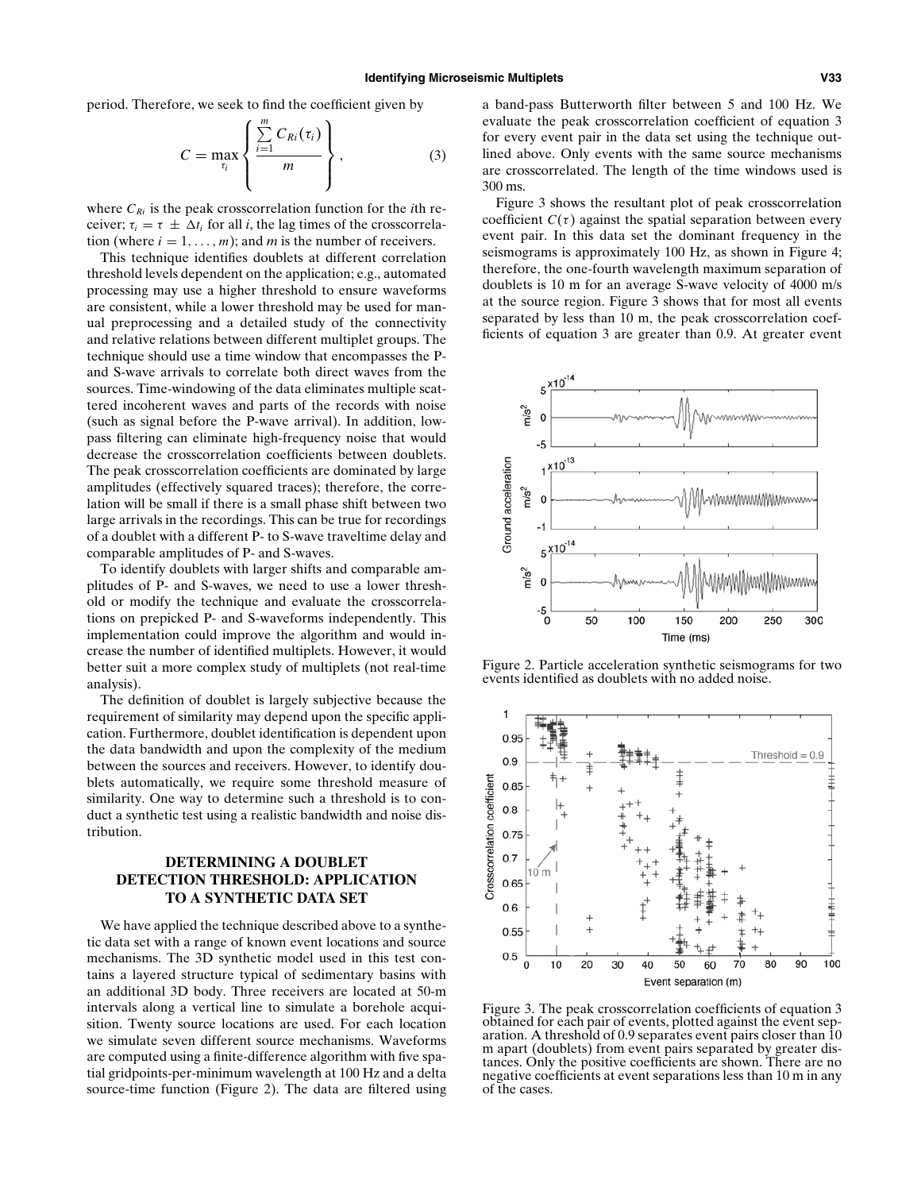period. Therefore, we seek to find the coefficient given by

$$C = \max_{\tau_i} \left\{ \frac{\sum_{i=1}^{m} C_{Ri}(\tau_i)}{m} \right\}, \tag{3}$$

where $C_{Ri}$ is the peak crosscorrelation function for the $i$th receiver; $\tau_i = \tau \pm \Delta t_i$ for all $i$, the lag times of the crosscorrelation (where $i = 1, \ldots, m$); and $m$ is the number of receivers.

This technique identifies doublets at different correlation threshold levels dependent on the application; e.g., automated processing may use a higher threshold to ensure waveforms are consistent, while a lower threshold may be used for manual preprocessing and a detailed study of the connectivity and relative relations between different multiplet groups. The technique should use a time window that encompasses the P- and S-wave arrivals to correlate both direct waves from the sources. Time-windowing of the data eliminates multiple scattered incoherent waves and parts of the records with noise (such as signal before the P-wave arrival). In addition, low-pass filtering can eliminate high-frequency noise that would decrease the crosscorrelation coefficients between doublets. The peak crosscorrelation coefficients are dominated by large amplitudes (effectively squared traces); therefore, the correlation will be small if there is a small phase shift between two large arrivals in the recordings. This can be true for recordings of a doublet with a different P- to S-wave traveltime delay and comparable amplitudes of P- and S-waves.

To identify doublets with larger shifts and comparable amplitudes of P- and S-waves, we need to use a lower threshold or modify the technique and evaluate the crosscorrelations on prepicked P- and S-waveforms independently. This implementation could improve the algorithm and would increase the number of identified multiplets. However, it would better suit a more complex study of multiplets (not real-time analysis).

The definition of doublet is largely subjective because the requirement of similarity may depend upon the specific application. Furthermore, doublet identification is dependent upon the data bandwidth and upon the complexity of the medium between the sources and receivers. However, to identify doublets automatically, we require some threshold measure of similarity. One way to determine such a threshold is to conduct a synthetic test using a realistic bandwidth and noise distribution.

## DETERMINING A DOUBLET DETECTION THRESHOLD: APPLICATION TO A SYNTHETIC DATA SET

We have applied the technique described above to a synthetic data set with a range of known event locations and source mechanisms. The 3D synthetic model used in this test contains a layered structure typical of sedimentary basins with an additional 3D body. Three receivers are located at 50-m intervals along a vertical line to simulate a borehole acquisition. Twenty source locations are used. For each location we simulate seven different source mechanisms. Waveforms are computed using a finite-difference algorithm with five spatial gridpoints-per-minimum wavelength at 100 Hz and a delta source-time function (Figure 2). The data are filtered using a band-pass Butterworth filter between 5 and 100 Hz. We evaluate the peak crosscorrelation coefficient of equation 3 for every event pair in the data set using the technique outlined above. Only events with the same source mechanisms are crosscorrelated. The length of the time windows used is 300 ms.

Figure 3 shows the resultant plot of peak crosscorrelation coefficient $C(\tau)$ against the spatial separation between every event pair. In this data set the dominant frequency in the seismograms is approximately 100 Hz, as shown in Figure 4; therefore, the one-fourth wavelength maximum separation of doublets is 10 m for an average S-wave velocity of 4000 m/s at the source region. Figure 3 shows that for most all events separated by less than 10 m, the peak crosscorrelation coefficients of equation 3 are greater than 0.9. At greater event

Figure 2. Particle acceleration synthetic seismograms for two events identified as doublets with no added noise.

Figure 3. The peak crosscorrelation coefficients of equation 3 obtained for each pair of events, plotted against the event separation. A threshold of 0.9 separates event pairs closer than 10 m apart (doublets) from event pairs separated by greater distances. Only the positive coefficients are shown. There are no negative coefficients at event separations less than 10 m in any of the cases.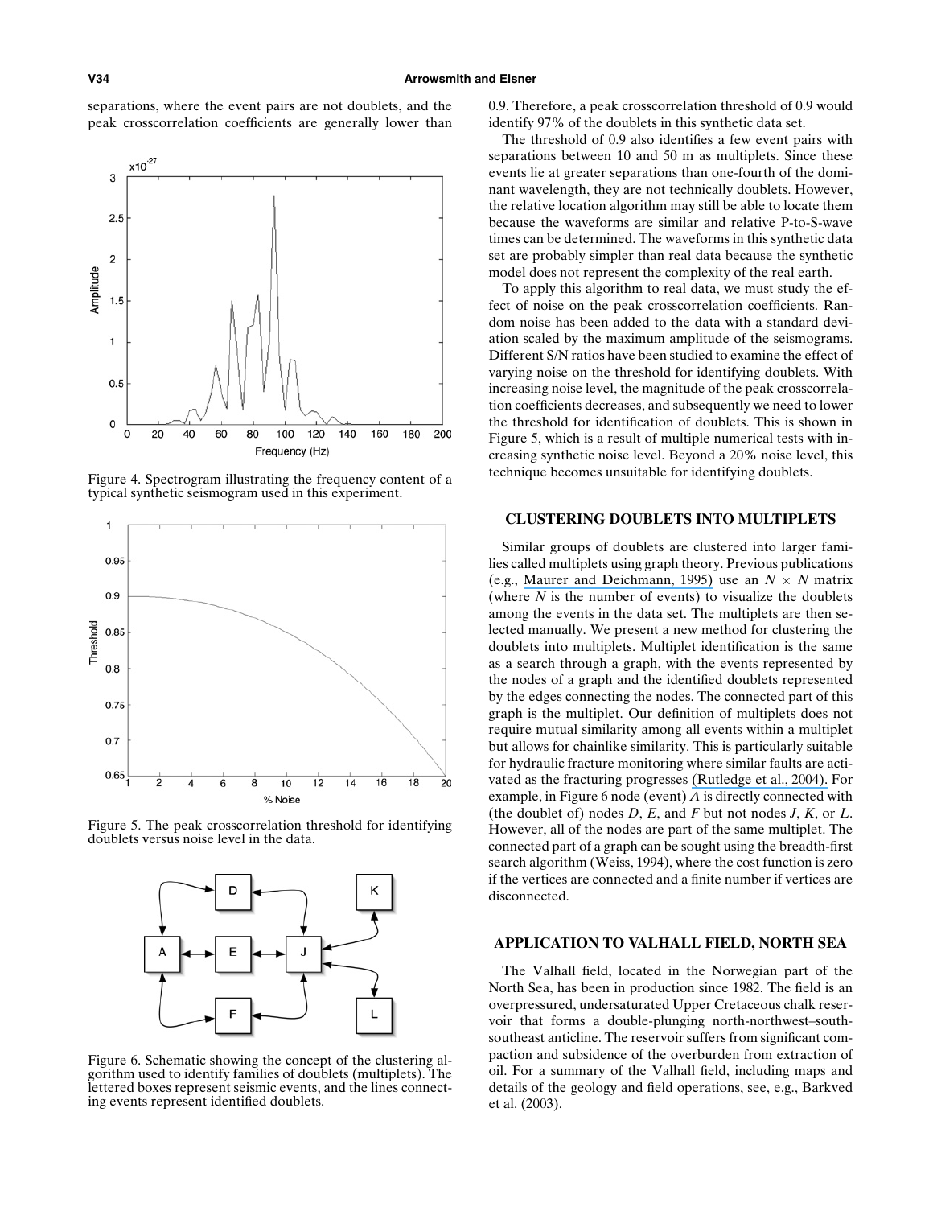separations, where the event pairs are not doublets, and the peak crosscorrelation coefficients are generally lower than 0.9. Therefore, a peak crosscorrelation threshold of 0.9 would identify 97% of the doublets in this synthetic data set.

Figure 4. Spectrogram illustrating the frequency content of a typical synthetic seismogram used in this experiment.

Figure 5. The peak crosscorrelation threshold for identifying doublets versus noise level in the data.

Figure 6. Schematic showing the concept of the clustering algorithm used to identify families of doublets (multiplets). The lettered boxes represent seismic events, and the lines connecting events represent identified doublets.

The threshold of 0.9 also identifies a few event pairs with separations between 10 and 50 m as multiplets. Since these events lie at greater separations than one-fourth of the dominant wavelength, they are not technically doublets. However, the relative location algorithm may still be able to locate them because the waveforms are similar and relative P-to-S-wave times can be determined. The waveforms in this synthetic data set are probably simpler than real data because the synthetic model does not represent the complexity of the real earth.

To apply this algorithm to real data, we must study the effect of noise on the peak crosscorrelation coefficients. Random noise has been added to the data with a standard deviation scaled by the maximum amplitude of the seismograms. Different S/N ratios have been studied to examine the effect of varying noise on the threshold for identifying doublets. With increasing noise level, the magnitude of the peak crosscorrelation coefficients decreases, and subsequently we need to lower the threshold for identification of doublets. This is shown in Figure 5, which is a result of multiple numerical tests with increasing synthetic noise level. Beyond a 20% noise level, this technique becomes unsuitable for identifying doublets.

## CLUSTERING DOUBLETS INTO MULTIPLETS

Similar groups of doublets are clustered into larger families called multiplets using graph theory. Previous publications (e.g., Maurer and Deichmann, 1995) use an $N \times N$ matrix (where $N$ is the number of events) to visualize the doublets among the events in the data set. The multiplets are then selected manually. We present a new method for clustering the doublets into multiplets. Multiplet identification is the same as a search through a graph, with the events represented by the nodes of a graph and the identified doublets represented by the edges connecting the nodes. The connected part of this graph is the multiplet. Our definition of multiplets does not require mutual similarity among all events within a multiplet but allows for chainlike similarity. This is particularly suitable for hydraulic fracture monitoring where similar faults are activated as the fracturing progresses (Rutledge et al., 2004). For example, in Figure 6 node (event) $A$ is directly connected with (the doublet of) nodes $D$, $E$, and $F$ but not nodes $J$, $K$, or $L$. However, all of the nodes are part of the same multiplet. The connected part of a graph can be sought using the breadth-first search algorithm (Weiss, 1994), where the cost function is zero if the vertices are connected and a finite number if vertices are disconnected.

## APPLICATION TO VALHALL FIELD, NORTH SEA

The Valhall field, located in the Norwegian part of the North Sea, has been in production since 1982. The field is an overpressured, undersaturated Upper Cretaceous chalk reservoir that forms a double-plunging north-northwest–south-southeast anticline. The reservoir suffers from significant compaction and subsidence of the overburden from extraction of oil. For a summary of the Valhall field, including maps and details of the geology and field operations, see, e.g., Barkved et al. (2003).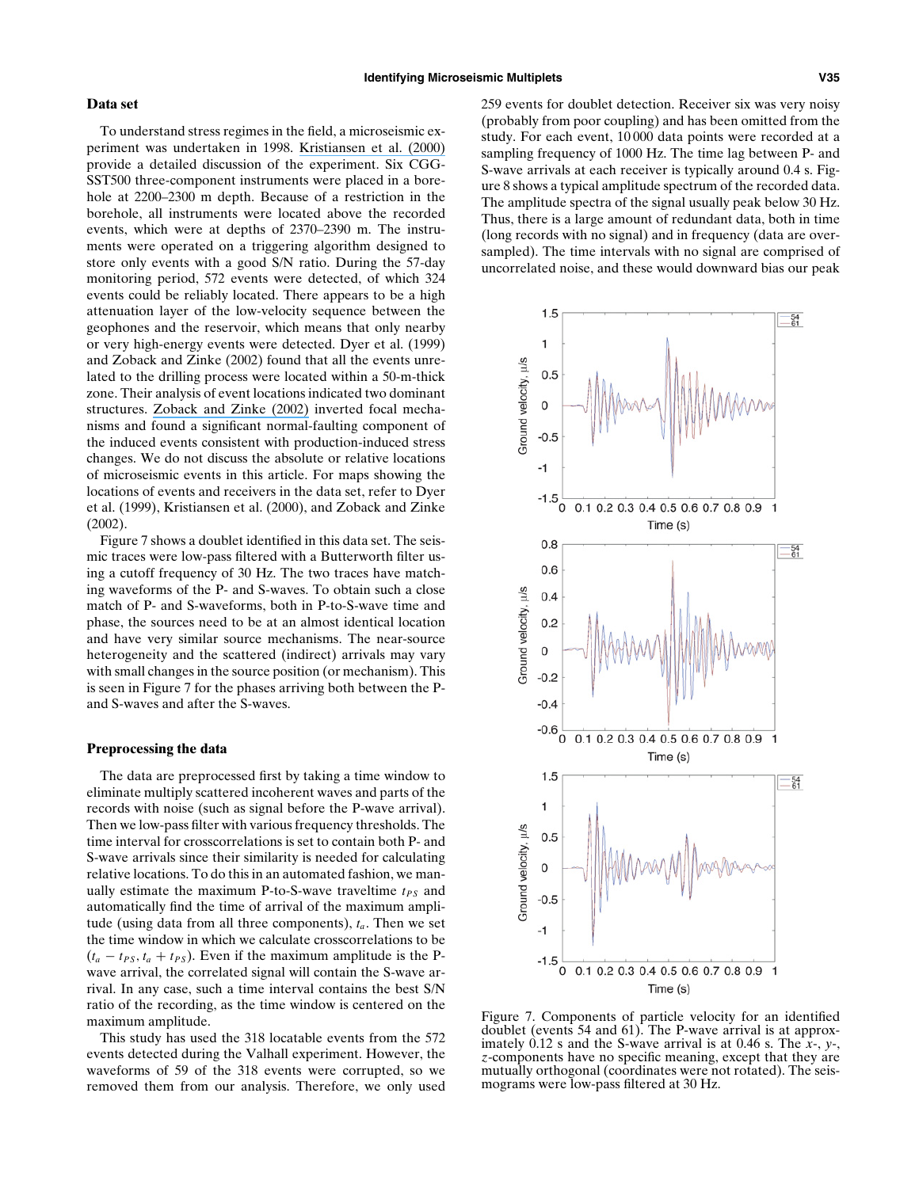### Data set

To understand stress regimes in the field, a microseismic experiment was undertaken in 1998. Kristiansen et al. (2000) provide a detailed discussion of the experiment. Six CGG-SST500 three-component instruments were placed in a borehole at 2200–2300 m depth. Because of a restriction in the borehole, all instruments were located above the recorded events, which were at depths of 2370–2390 m. The instruments were operated on a triggering algorithm designed to store only events with a good S/N ratio. During the 57-day monitoring period, 572 events were detected, of which 324 events could be reliably located. There appears to be a high attenuation layer of the low-velocity sequence between the geophones and the reservoir, which means that only nearby or very high-energy events were detected. Dyer et al. (1999) and Zoback and Zinke (2002) found that all the events unrelated to the drilling process were located within a 50-m-thick zone. Their analysis of event locations indicated two dominant structures. Zoback and Zinke (2002) inverted focal mechanisms and found a significant normal-faulting component of the induced events consistent with production-induced stress changes. We do not discuss the absolute or relative locations of microseismic events in this article. For maps showing the locations of events and receivers in the data set, refer to Dyer et al. (1999), Kristiansen et al. (2000), and Zoback and Zinke (2002).

Figure 7 shows a doublet identified in this data set. The seismic traces were low-pass filtered with a Butterworth filter using a cutoff frequency of 30 Hz. The two traces have matching waveforms of the P- and S-waves. To obtain such a close match of P- and S-waveforms, both in P-to-S-wave time and phase, the sources need to be at an almost identical location and have very similar source mechanisms. The near-source heterogeneity and the scattered (indirect) arrivals may vary with small changes in the source position (or mechanism). This is seen in Figure 7 for the phases arriving both between the P- and S-waves and after the S-waves.

### Preprocessing the data

The data are preprocessed first by taking a time window to eliminate multiply scattered incoherent waves and parts of the records with noise (such as signal before the P-wave arrival). Then we low-pass filter with various frequency thresholds. The time interval for crosscorrelations is set to contain both P- and S-wave arrivals since their similarity is needed for calculating relative locations. To do this in an automated fashion, we manually estimate the maximum P-to-S-wave traveltime $t_{PS}$ and automatically find the time of arrival of the maximum amplitude (using data from all three components), $t_a$. Then we set the time window in which we calculate crosscorrelations to be $(t_a - t_{PS}, t_a + t_{PS})$. Even if the maximum amplitude is the P-wave arrival, the correlated signal will contain the S-wave arrival. In any case, such a time interval contains the best S/N ratio of the recording, as the time window is centered on the maximum amplitude.

This study has used the 318 locatable events from the 572 events detected during the Valhall experiment. However, the waveforms of 59 of the 318 events were corrupted, so we removed them from our analysis. Therefore, we only used 259 events for doublet detection. Receiver six was very noisy (probably from poor coupling) and has been omitted from the study. For each event, 10 000 data points were recorded at a sampling frequency of 1000 Hz. The time lag between P- and S-wave arrivals at each receiver is typically around 0.4 s. Figure 8 shows a typical amplitude spectrum of the recorded data. The amplitude spectra of the signal usually peak below 30 Hz. Thus, there is a large amount of redundant data, both in time (long records with no signal) and in frequency (data are oversampled). The time intervals with no signal are comprised of uncorrelated noise, and these would downward bias our peak

Figure 7. Components of particle velocity for an identified doublet (events 54 and 61). The P-wave arrival is at approximately 0.12 s and the S-wave arrival is at 0.46 s. The $x$-, $y$-, $z$-components have no specific meaning, except that they are mutually orthogonal (coordinates were not rotated). The seismograms were low-pass filtered at 30 Hz.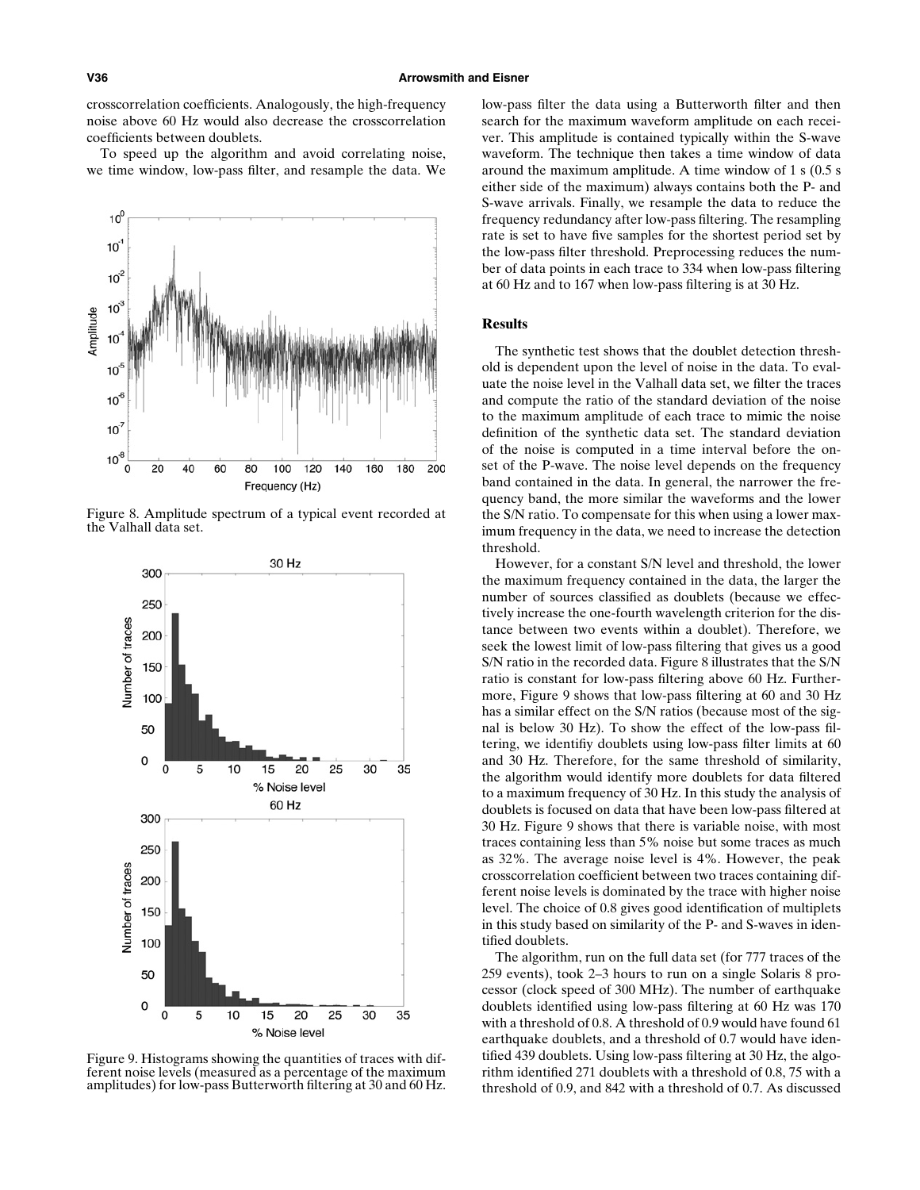crosscorrelation coefficients. Analogously, the high-frequency noise above 60 Hz would also decrease the crosscorrelation coefficients between doublets.

To speed up the algorithm and avoid correlating noise, we time window, low-pass filter, and resample the data. We low-pass filter the data using a Butterworth filter and then search for the maximum waveform amplitude on each receiver. This amplitude is contained typically within the S-wave waveform. The technique then takes a time window of data around the maximum amplitude. A time window of 1 s (0.5 s either side of the maximum) always contains both the P- and S-wave arrivals. Finally, we resample the data to reduce the frequency redundancy after low-pass filtering. The resampling rate is set to have five samples for the shortest period set by the low-pass filter threshold. Preprocessing reduces the number of data points in each trace to 334 when low-pass filtering at 60 Hz and to 167 when low-pass filtering is at 30 Hz.

Figure 8. Amplitude spectrum of a typical event recorded at the Valhall data set.

Figure 9. Histograms showing the quantities of traces with different noise levels (measured as a percentage of the maximum amplitudes) for low-pass Butterworth filtering at 30 and 60 Hz.

## Results

The synthetic test shows that the doublet detection threshold is dependent upon the level of noise in the data. To evaluate the noise level in the Valhall data set, we filter the traces and compute the ratio of the standard deviation of the noise to the maximum amplitude of each trace to mimic the noise definition of the synthetic data set. The standard deviation of the noise is computed in a time interval before the onset of the P-wave. The noise level depends on the frequency band contained in the data. In general, the narrower the frequency band, the more similar the waveforms and the lower the S/N ratio. To compensate for this when using a lower maximum frequency in the data, we need to increase the detection threshold.

However, for a constant S/N level and threshold, the lower the maximum frequency contained in the data, the larger the number of sources classified as doublets (because we effectively increase the one-fourth wavelength criterion for the distance between two events within a doublet). Therefore, we seek the lowest limit of low-pass filtering that gives us a good S/N ratio in the recorded data. Figure 8 illustrates that the S/N ratio is constant for low-pass filtering above 60 Hz. Furthermore, Figure 9 shows that low-pass filtering at 60 and 30 Hz has a similar effect on the S/N ratios (because most of the signal is below 30 Hz). To show the effect of the low-pass filtering, we identifiy doublets using low-pass filter limits at 60 and 30 Hz. Therefore, for the same threshold of similarity, the algorithm would identify more doublets for data filtered to a maximum frequency of 30 Hz. In this study the analysis of doublets is focused on data that have been low-pass filtered at 30 Hz. Figure 9 shows that there is variable noise, with most traces containing less than 5% noise but some traces as much as 32%. The average noise level is 4%. However, the peak crosscorrelation coefficient between two traces containing different noise levels is dominated by the trace with higher noise level. The choice of 0.8 gives good identification of multiplets in this study based on similarity of the P- and S-waves in identified doublets.

The algorithm, run on the full data set (for 777 traces of the 259 events), took 2–3 hours to run on a single Solaris 8 processor (clock speed of 300 MHz). The number of earthquake doublets identified using low-pass filtering at 60 Hz was 170 with a threshold of 0.8. A threshold of 0.9 would have found 61 earthquake doublets, and a threshold of 0.7 would have identified 439 doublets. Using low-pass filtering at 30 Hz, the algorithm identified 271 doublets with a threshold of 0.8, 75 with a threshold of 0.9, and 842 with a threshold of 0.7. As discussed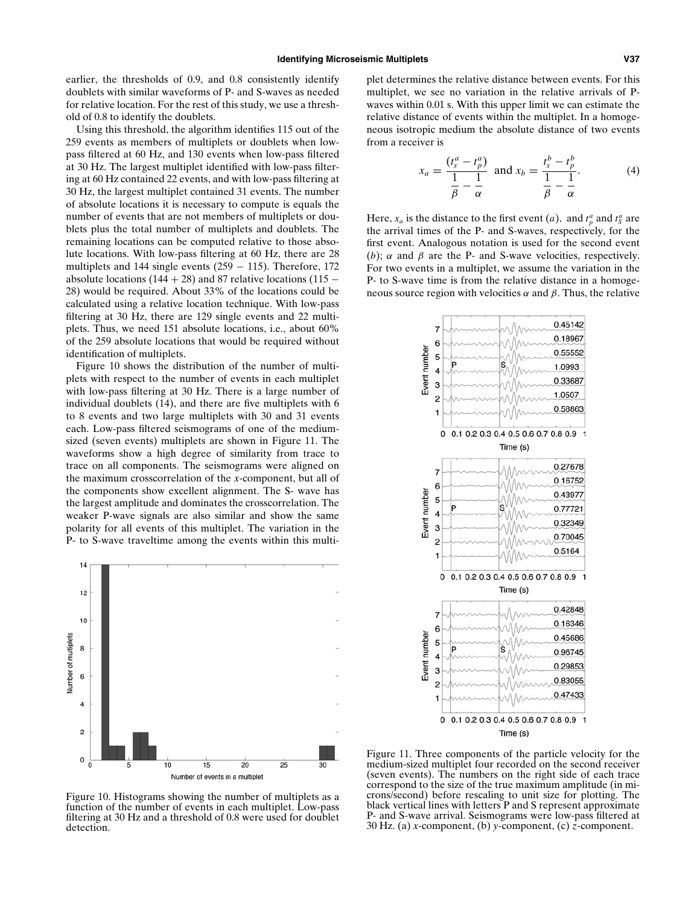earlier, the thresholds of 0.9, and 0.8 consistently identify doublets with similar waveforms of P- and S-waves as needed for relative location. For the rest of this study, we use a threshold of 0.8 to identify the doublets.

Using this threshold, the algorithm identifies 115 out of the 259 events as members of multiplets or doublets when low-pass filtered at 60 Hz, and 130 events when low-pass filtered at 30 Hz. The largest multiplet identified with low-pass filtering at 60 Hz contained 22 events, and with low-pass filtering at 30 Hz, the largest multiplet contained 31 events. The number of absolute locations it is necessary to compute is equals the number of events that are not members of multiplets or doublets plus the total number of multiplets and doublets. The remaining locations can be computed relative to those absolute locations. With low-pass filtering at 60 Hz, there are 28 multiplets and 144 single events (259 − 115). Therefore, 172 absolute locations (144 + 28) and 87 relative locations (115 − 28) would be required. About 33% of the locations could be calculated using a relative location technique. With low-pass filtering at 30 Hz, there are 129 single events and 22 multiplets. Thus, we need 151 absolute locations, i.e., about 60% of the 259 absolute locations that would be required without identification of multiplets.

Figure 10 shows the distribution of the number of multiplets with respect to the number of events in each multiplet with low-pass filtering at 30 Hz. There is a large number of individual doublets (14), and there are five multiplets with 6 to 8 events and two large multiplets with 30 and 31 events each. Low-pass filtered seismograms of one of the medium-sized (seven events) multiplets are shown in Figure 11. The waveforms show a high degree of similarity from trace to trace on all components. The seismograms were aligned on the maximum crosscorrelation of the $x$-component, but all of the components show excellent alignment. The S- wave has the largest amplitude and dominates the crosscorrelation. The weaker P-wave signals are also similar and show the same polarity for all events of this multiplet. The variation in the P- to S-wave traveltime among the events within this multiplet determines the relative distance between events. For this multiplet, we see no variation in the relative arrivals of P-waves within 0.01 s. With this upper limit we can estimate the relative distance of events within the multiplet. In a homogeneous isotropic medium the absolute distance of two events from a receiver is

$$x_a = \frac{(t_s^a - t_p^a)}{\dfrac{1}{\beta} - \dfrac{1}{\alpha}} \text{ and } x_b = \frac{t_s^b - t_p^b}{\dfrac{1}{\beta} - \dfrac{1}{\alpha}}. \tag{4}$$

Here, $x_a$ is the distance to the first event ($a$), and $t_p^a$ and $t_S^a$ are the arrival times of the P- and S-waves, respectively, for the first event. Analogous notation is used for the second event ($b$); $\alpha$ and $\beta$ are the P- and S-wave velocities, respectively. For two events in a multiplet, we assume the variation in the P- to S-wave time is from the relative distance in a homogeneous source region with velocities $\alpha$ and $\beta$. Thus, the relative

Figure 10. Histograms showing the number of multiplets as a function of the number of events in each multiplet. Low-pass filtering at 30 Hz and a threshold of 0.8 were used for doublet detection.

Figure 11. Three components of the particle velocity for the medium-sized multiplet four recorded on the second receiver (seven events). The numbers on the right side of each trace correspond to the size of the true maximum amplitude (in microns/second) before rescaling to unit size for plotting. The black vertical lines with letters P and S represent approximate P- and S-wave arrival. Seismograms were low-pass filtered at 30 Hz. (a) $x$-component, (b) $y$-component, (c) $z$-component.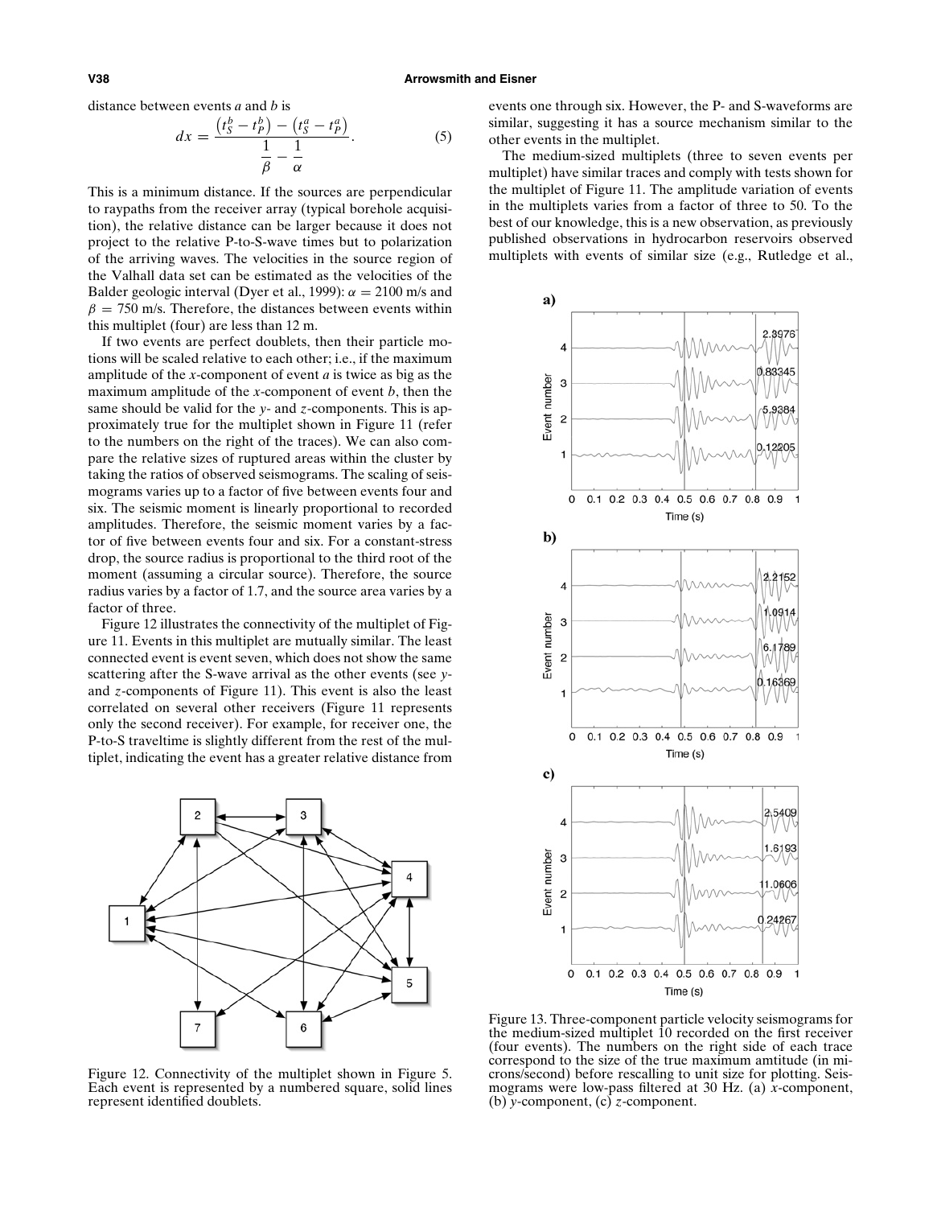distance between events $a$ and $b$ is

$$dx = \frac{\left(t_S^b - t_P^b\right) - \left(t_S^a - t_P^a\right)}{\dfrac{1}{\beta} - \dfrac{1}{\alpha}}. \tag{5}$$

This is a minimum distance. If the sources are perpendicular to raypaths from the receiver array (typical borehole acquisition), the relative distance can be larger because it does not project to the relative P-to-S-wave times but to polarization of the arriving waves. The velocities in the source region of the Valhall data set can be estimated as the velocities of the Balder geologic interval (Dyer et al., 1999): $\alpha = 2100$ m/s and $\beta = 750$ m/s. Therefore, the distances between events within this multiplet (four) are less than 12 m.

If two events are perfect doublets, then their particle motions will be scaled relative to each other; i.e., if the maximum amplitude of the $x$-component of event $a$ is twice as big as the maximum amplitude of the $x$-component of event $b$, then the same should be valid for the $y$- and $z$-components. This is approximately true for the multiplet shown in Figure 11 (refer to the numbers on the right of the traces). We can also compare the relative sizes of ruptured areas within the cluster by taking the ratios of observed seismograms. The scaling of seismograms varies up to a factor of five between events four and six. The seismic moment is linearly proportional to recorded amplitudes. Therefore, the seismic moment varies by a factor of five between events four and six. For a constant-stress drop, the source radius is proportional to the third root of the moment (assuming a circular source). Therefore, the source radius varies by a factor of 1.7, and the source area varies by a factor of three.

Figure 12 illustrates the connectivity of the multiplet of Figure 11. Events in this multiplet are mutually similar. The least connected event is event seven, which does not show the same scattering after the S-wave arrival as the other events (see $y$- and $z$-components of Figure 11). This event is also the least correlated on several other receivers (Figure 11 represents only the second receiver). For example, for receiver one, the P-to-S traveltime is slightly different from the rest of the multiplet, indicating the event has a greater relative distance from events one through six. However, the P- and S-waveforms are similar, suggesting it has a source mechanism similar to the other events in the multiplet.

The medium-sized multiplets (three to seven events per multiplet) have similar traces and comply with tests shown for the multiplet of Figure 11. The amplitude variation of events in the multiplets varies from a factor of three to 50. To the best of our knowledge, this is a new observation, as previously published observations in hydrocarbon reservoirs observed multiplets with events of similar size (e.g., Rutledge et al.,

Figure 12. Connectivity of the multiplet shown in Figure 5. Each event is represented by a numbered square, solid lines represent identified doublets.

Figure 13. Three-component particle velocity seismograms for the medium-sized multiplet 10 recorded on the first receiver (four events). The numbers on the right side of each trace correspond to the size of the true maximum amtitude (in microns/second) before rescalling to unit size for plotting. Seismograms were low-pass filtered at 30 Hz. (a) $x$-component, (b) $y$-component, (c) $z$-component.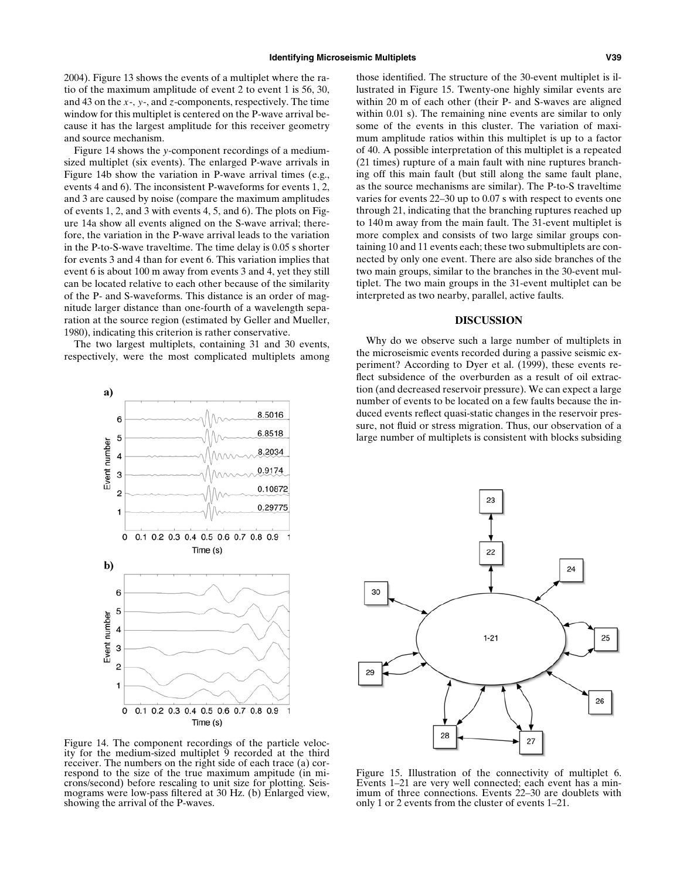2004). Figure 13 shows the events of a multiplet where the ratio of the maximum amplitude of event 2 to event 1 is 56, 30, and 43 on the $x$-, $y$-, and $z$-components, respectively. The time window for this multiplet is centered on the P-wave arrival because it has the largest amplitude for this receiver geometry and source mechanism.

Figure 14 shows the $y$-component recordings of a medium-sized multiplet (six events). The enlarged P-wave arrivals in Figure 14b show the variation in P-wave arrival times (e.g., events 4 and 6). The inconsistent P-waveforms for events 1, 2, and 3 are caused by noise (compare the maximum amplitudes of events 1, 2, and 3 with events 4, 5, and 6). The plots on Figure 14a show all events aligned on the S-wave arrival; therefore, the variation in the P-wave arrival leads to the variation in the P-to-S-wave traveltime. The time delay is 0.05 s shorter for events 3 and 4 than for event 6. This variation implies that event 6 is about 100 m away from events 3 and 4, yet they still can be located relative to each other because of the similarity of the P- and S-waveforms. This distance is an order of magnitude larger distance than one-fourth of a wavelength separation at the source region (estimated by Geller and Mueller, 1980), indicating this criterion is rather conservative.

The two largest multiplets, containing 31 and 30 events, respectively, were the most complicated multiplets among those identified. The structure of the 30-event multiplet is illustrated in Figure 15. Twenty-one highly similar events are within 20 m of each other (their P- and S-waves are aligned within 0.01 s). The remaining nine events are similar to only some of the events in this cluster. The variation of maximum amplitude ratios within this multiplet is up to a factor of 40. A possible interpretation of this multiplet is a repeated (21 times) rupture of a main fault with nine ruptures branching off this main fault (but still along the same fault plane, as the source mechanisms are similar). The P-to-S traveltime varies for events 22–30 up to 0.07 s with respect to events one through 21, indicating that the branching ruptures reached up to 140 m away from the main fault. The 31-event multiplet is more complex and consists of two large similar groups containing 10 and 11 events each; these two submultiplets are connected by only one event. There are also side branches of the two main groups, similar to the branches in the 30-event multiplet. The two main groups in the 31-event multiplet can be interpreted as two nearby, parallel, active faults.

Figure 14. The component recordings of the particle velocity for the medium-sized multiplet 9 recorded at the third receiver. The numbers on the right side of each trace (a) correspond to the size of the true maximum amplitude (in microns/second) before rescaling to unit size for plotting. Seismograms were low-pass filtered at 30 Hz. (b) Enlarged view, showing the arrival of the P-waves.

## DISCUSSION

Why do we observe such a large number of multiplets in the microseismic events recorded during a passive seismic experiment? According to Dyer et al. (1999), these events reflect subsidence of the overburden as a result of oil extraction (and decreased reservoir pressure). We can expect a large number of events to be located on a few faults because the induced events reflect quasi-static changes in the reservoir pressure, not fluid or stress migration. Thus, our observation of a large number of multiplets is consistent with blocks subsiding

Figure 15. Illustration of the connectivity of multiplet 6. Events 1–21 are very well connected; each event has a minimum of three connections. Events 22–30 are doublets with only 1 or 2 events from the cluster of events 1–21.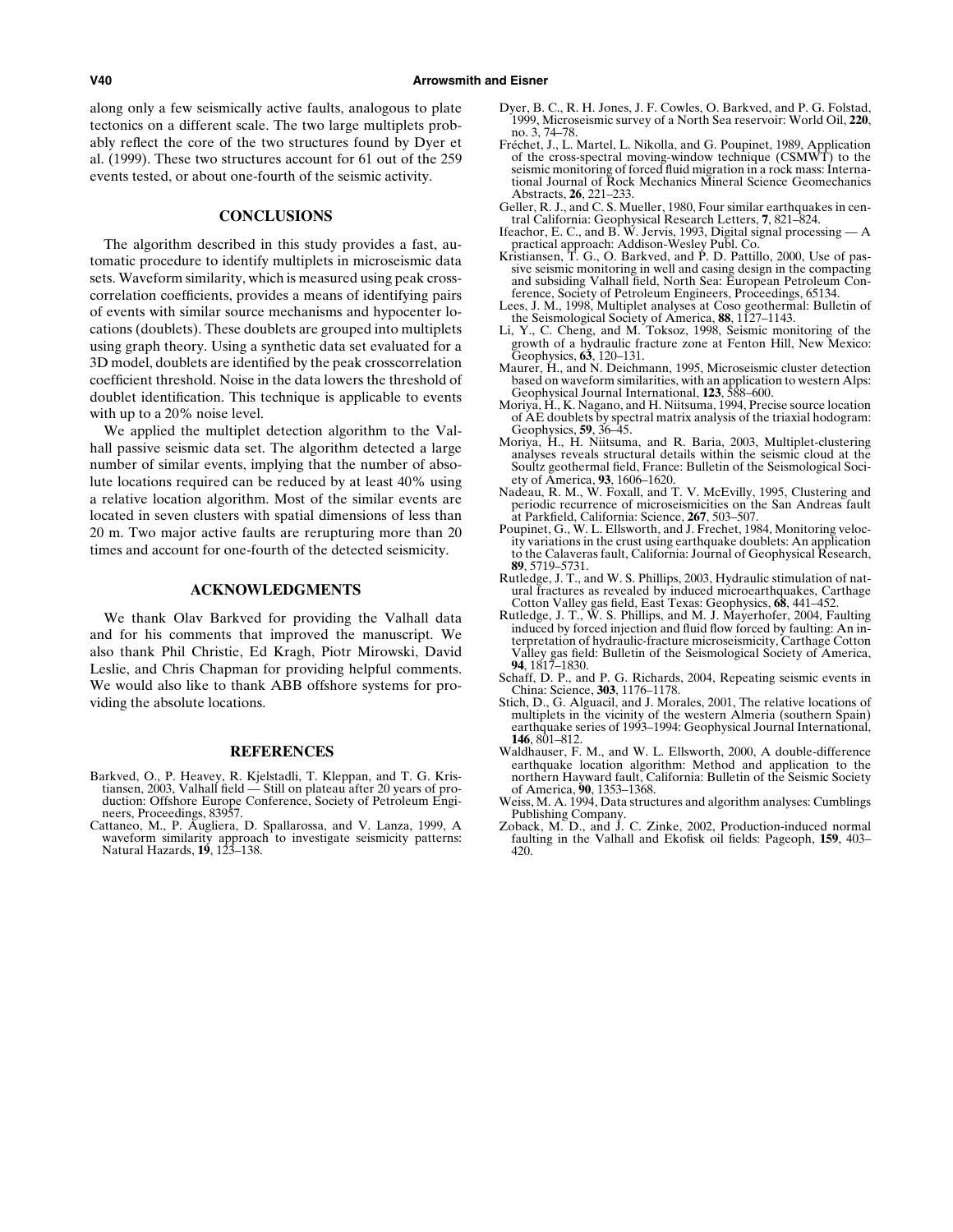along only a few seismically active faults, analogous to plate tectonics on a different scale. The two large multiplets probably reflect the core of the two structures found by Dyer et al. (1999). These two structures account for 61 out of the 259 events tested, or about one-fourth of the seismic activity.

## CONCLUSIONS

The algorithm described in this study provides a fast, automatic procedure to identify multiplets in microseismic data sets. Waveform similarity, which is measured using peak crosscorrelation coefficients, provides a means of identifying pairs of events with similar source mechanisms and hypocenter locations (doublets). These doublets are grouped into multiplets using graph theory. Using a synthetic data set evaluated for a 3D model, doublets are identified by the peak crosscorrelation coefficient threshold. Noise in the data lowers the threshold of doublet identification. This technique is applicable to events with up to a 20% noise level.

We applied the multiplet detection algorithm to the Valhall passive seismic data set. The algorithm detected a large number of similar events, implying that the number of absolute locations required can be reduced by at least 40% using a relative location algorithm. Most of the similar events are located in seven clusters with spatial dimensions of less than 20 m. Two major active faults are rerupturing more than 20 times and account for one-fourth of the detected seismicity.

## ACKNOWLEDGMENTS

We thank Olav Barkved for providing the Valhall data and for his comments that improved the manuscript. We also thank Phil Christie, Ed Kragh, Piotr Mirowski, David Leslie, and Chris Chapman for providing helpful comments. We would also like to thank ABB offshore systems for providing the absolute locations.

## REFERENCES

Barkved, O., P. Heavey, R. Kjelstadli, T. Kleppan, and T. G. Kristiansen, 2003, Valhall field — Still on plateau after 20 years of production: Offshore Europe Conference, Society of Petroleum Engineers, Proceedings, 83957.

Cattaneo, M., P. Augliera, D. Spallarossa, and V. Lanza, 1999, A waveform similarity approach to investigate seismicity patterns: Natural Hazards, **19**, 123–138.

Dyer, B. C., R. H. Jones, J. F. Cowles, O. Barkved, and P. G. Folstad, 1999, Microseismic survey of a North Sea reservoir: World Oil, **220**, no. 3, 74–78.

Fréchet, J., L. Martel, L. Nikolla, and G. Poupinet, 1989, Application of the cross-spectral moving-window technique (CSMWT) to the seismic monitoring of forced fluid migration in a rock mass: International Journal of Rock Mechanics Mineral Science Geomechanics Abstracts, **26**, 221–233.

Geller, R. J., and C. S. Mueller, 1980, Four similar earthquakes in central California: Geophysical Research Letters, **7**, 821–824.

Ifeachor, E. C., and B. W. Jervis, 1993, Digital signal processing — A practical approach: Addison-Wesley Publ. Co.

Kristiansen, T. G., O. Barkved, and P. D. Pattillo, 2000, Use of passive seismic monitoring in well and casing design in the compacting and subsiding Valhall field, North Sea: European Petroleum Conference, Society of Petroleum Engineers, Proceedings, 65134.

Lees, J. M., 1998, Multiplet analyses at Coso geothermal: Bulletin of the Seismological Society of America, **88**, 1127–1143.

Li, Y., C. Cheng, and M. Toksoz, 1998, Seismic monitoring of the growth of a hydraulic fracture zone at Fenton Hill, New Mexico: Geophysics, **63**, 120–131.

Maurer, H., and N. Deichmann, 1995, Microseismic cluster detection based on waveform similarities, with an application to western Alps: Geophysical Journal International, **123**, 588–600.

Moriya, H., K. Nagano, and H. Niitsuma, 1994, Precise source location of AE doublets by spectral matrix analysis of the triaxial hodogram: Geophysics, **59**, 36–45.

Moriya, H., H. Niitsuma, and R. Baria, 2003, Multiplet-clustering analyses reveals structural details within the seismic cloud at the Soultz geothermal field, France: Bulletin of the Seismological Society of America, **93**, 1606–1620.

Nadeau, R. M., W. Foxall, and T. V. McEvilly, 1995, Clustering and periodic recurrence of microseismicities on the San Andreas fault at Parkfield, California: Science, **267**, 503–507.

Poupinet, G., W. L. Ellsworth, and J. Frechet, 1984, Monitoring velocity variations in the crust using earthquake doublets: An application to the Calaveras fault, California: Journal of Geophysical Research, **89**, 5719–5731.

Rutledge, J. T., and W. S. Phillips, 2003, Hydraulic stimulation of natural fractures as revealed by induced microearthquakes, Carthage Cotton Valley gas field, East Texas: Geophysics, **68**, 441–452.

Rutledge, J. T., W. S. Phillips, and M. J. Mayerhofer, 2004, Faulting induced by forced injection and fluid flow forced by faulting: An interpretation of hydraulic-fracture microseismicity, Carthage Cotton Valley gas field: Bulletin of the Seismological Society of America, **94**, 1817–1830.

Schaff, D. P., and P. G. Richards, 2004, Repeating seismic events in China: Science, **303**, 1176–1178.

Stich, D., G. Alguacil, and J. Morales, 2001, The relative locations of multiplets in the vicinity of the western Almeria (southern Spain) earthquake series of 1993–1994: Geophysical Journal International, **146**, 801–812.

Waldhauser, F. M., and W. L. Ellsworth, 2000, A double-difference earthquake location algorithm: Method and application to the northern Hayward fault, California: Bulletin of the Seismic Society of America, **90**, 1353–1368.

Weiss, M. A. 1994, Data structures and algorithm analyses: Cumblings Publishing Company.

Zoback, M. D., and J. C. Zinke, 2002, Production-induced normal faulting in the Valhall and Ekofisk oil fields: Pageoph, **159**, 403–420.